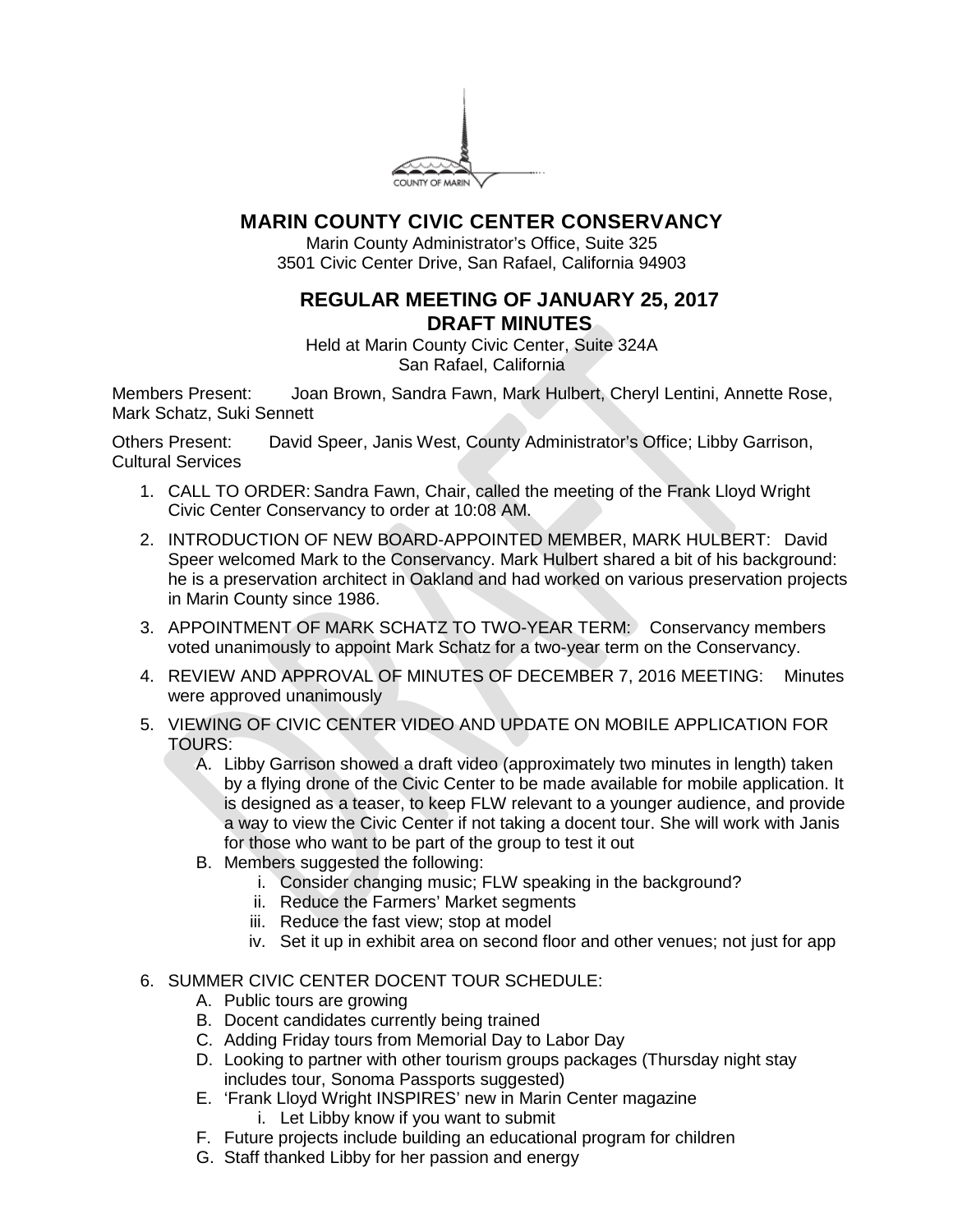COUNTY OF MARIN

# MARIN COUNTY CIVIC CENTER CONSERVANCY

Marin County Administrator's Office, Suite 325
3501 Civic Center Drive, San Rafael, California 94903

## REGULAR MEETING OF JANUARY 25, 2017
## DRAFT MINUTES

Held at Marin County Civic Center, Suite 324A
San Rafael, California

Members Present: Joan Brown, Sandra Fawn, Mark Hulbert, Cheryl Lentini, Annette Rose, Mark Schatz, Suki Sennett

Others Present: David Speer, Janis West, County Administrator's Office; Libby Garrison, Cultural Services

1. CALL TO ORDER: Sandra Fawn, Chair, called the meeting of the Frank Lloyd Wright Civic Center Conservancy to order at 10:08 AM.
2. INTRODUCTION OF NEW BOARD-APPOINTED MEMBER, MARK HULBERT: David Speer welcomed Mark to the Conservancy. Mark Hulbert shared a bit of his background: he is a preservation architect in Oakland and had worked on various preservation projects in Marin County since 1986.
3. APPOINTMENT OF MARK SCHATZ TO TWO-YEAR TERM: Conservancy members voted unanimously to appoint Mark Schatz for a two-year term on the Conservancy.
4. REVIEW AND APPROVAL OF MINUTES OF DECEMBER 7, 2016 MEETING: Minutes were approved unanimously
5. VIEWING OF CIVIC CENTER VIDEO AND UPDATE ON MOBILE APPLICATION FOR TOURS:
   A. Libby Garrison showed a draft video (approximately two minutes in length) taken by a flying drone of the Civic Center to be made available for mobile application. It is designed as a teaser, to keep FLW relevant to a younger audience, and provide a way to view the Civic Center if not taking a docent tour. She will work with Janis for those who want to be part of the group to test it out
   B. Members suggested the following:
      i. Consider changing music; FLW speaking in the background?
      ii. Reduce the Farmers' Market segments
      iii. Reduce the fast view; stop at model
      iv. Set it up in exhibit area on second floor and other venues; not just for app
6. SUMMER CIVIC CENTER DOCENT TOUR SCHEDULE:
   A. Public tours are growing
   B. Docent candidates currently being trained
   C. Adding Friday tours from Memorial Day to Labor Day
   D. Looking to partner with other tourism groups packages (Thursday night stay includes tour, Sonoma Passports suggested)
   E. 'Frank Lloyd Wright INSPIRES' new in Marin Center magazine
      i. Let Libby know if you want to submit
   F. Future projects include building an educational program for children
   G. Staff thanked Libby for her passion and energy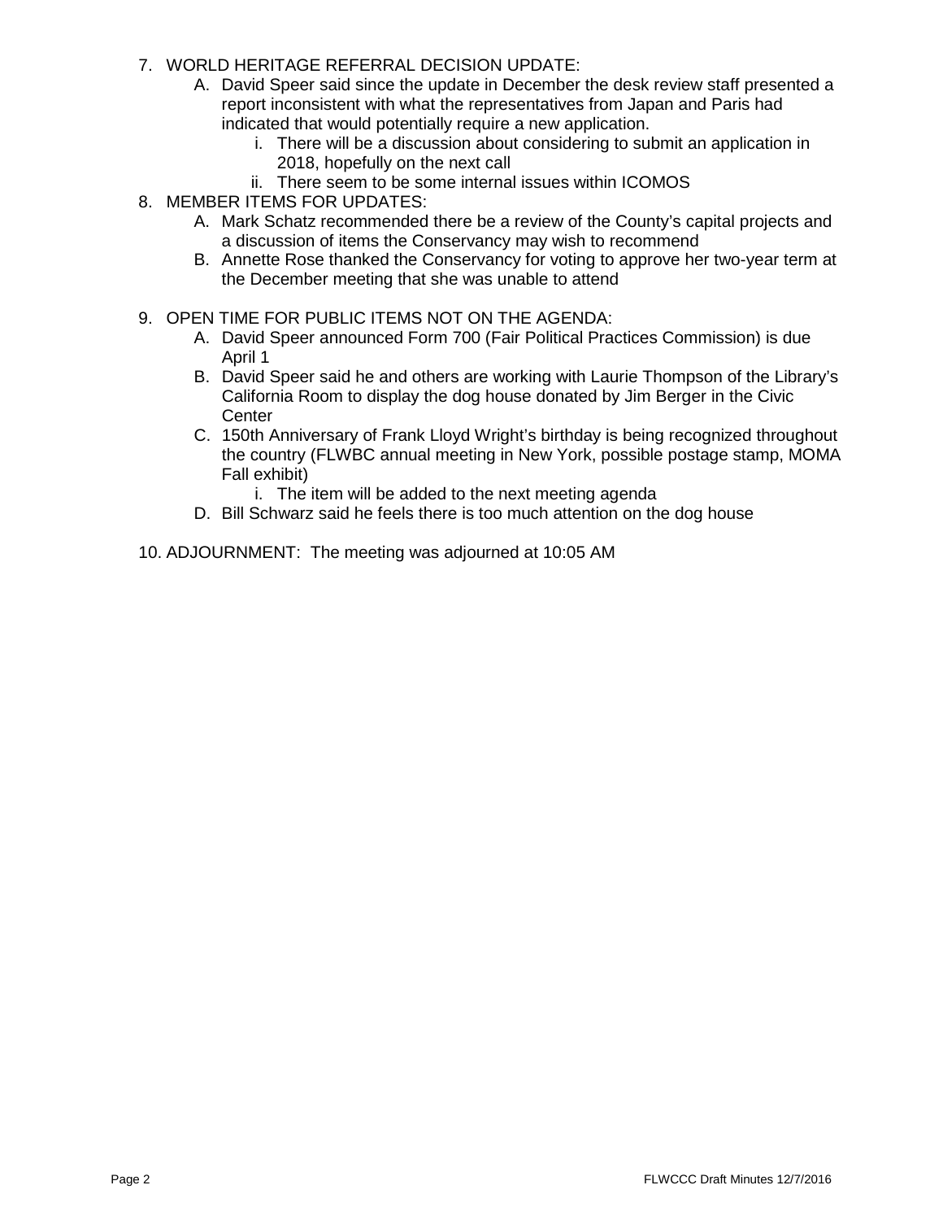7. WORLD HERITAGE REFERRAL DECISION UPDATE:
   A. David Speer said since the update in December the desk review staff presented a report inconsistent with what the representatives from Japan and Paris had indicated that would potentially require a new application.
      i. There will be a discussion about considering to submit an application in 2018, hopefully on the next call
      ii. There seem to be some internal issues within ICOMOS
8. MEMBER ITEMS FOR UPDATES:
   A. Mark Schatz recommended there be a review of the County's capital projects and a discussion of items the Conservancy may wish to recommend
   B. Annette Rose thanked the Conservancy for voting to approve her two-year term at the December meeting that she was unable to attend
9. OPEN TIME FOR PUBLIC ITEMS NOT ON THE AGENDA:
   A. David Speer announced Form 700 (Fair Political Practices Commission) is due April 1
   B. David Speer said he and others are working with Laurie Thompson of the Library's California Room to display the dog house donated by Jim Berger in the Civic Center
   C. 150th Anniversary of Frank Lloyd Wright's birthday is being recognized throughout the country (FLWBC annual meeting in New York, possible postage stamp, MOMA Fall exhibit)
      i. The item will be added to the next meeting agenda
   D. Bill Schwarz said he feels there is too much attention on the dog house
10. ADJOURNMENT: The meeting was adjourned at 10:05 AM